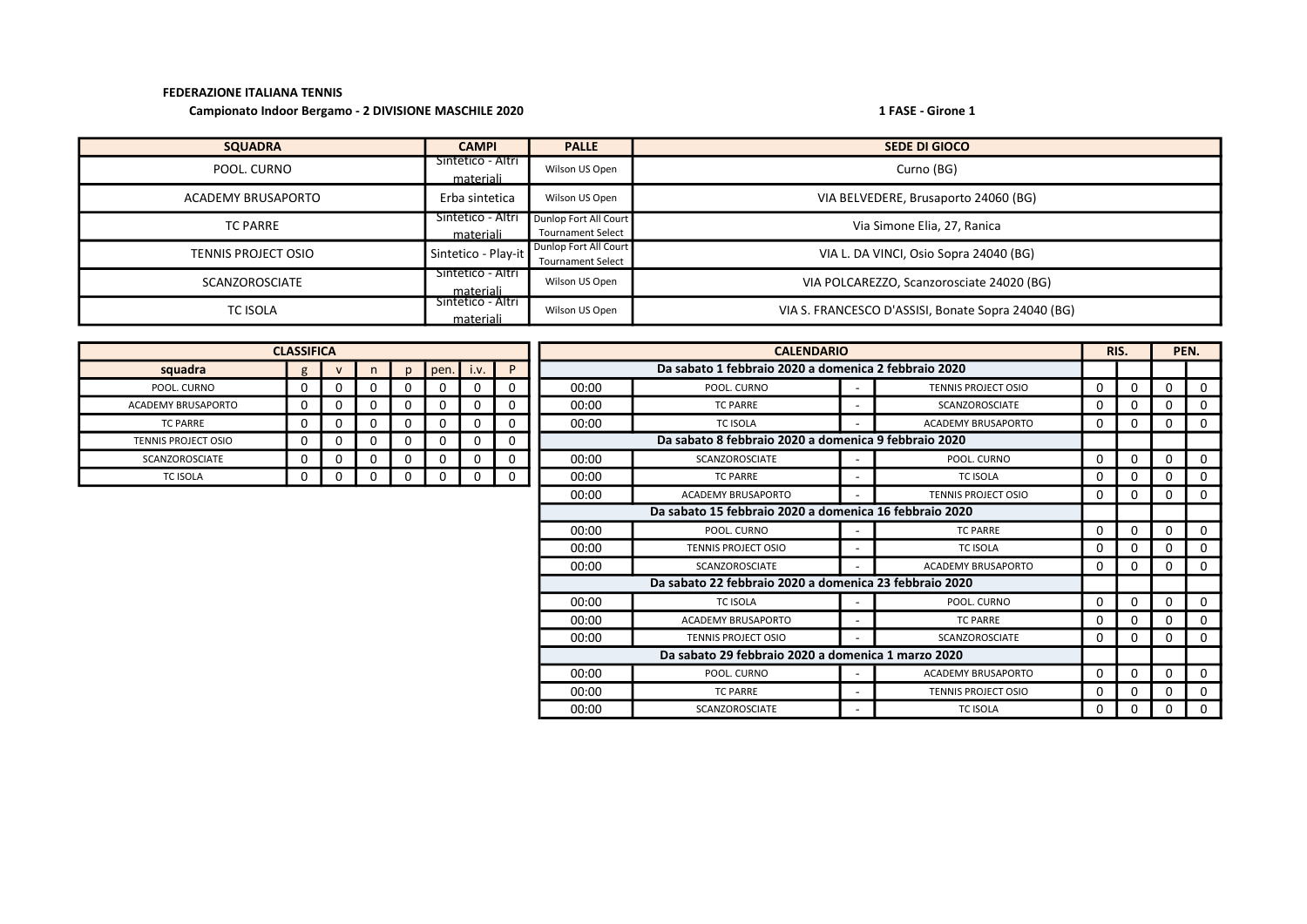**FEDERAZIONE ITALIANA TENNIS**

**Campionato Indoor Bergamo - 2 DIVISIONE MASCHILE 2020**

**1 FASE - Girone 1**

| SQUADRA | CAMPI | PALLE | SEDE DI GIOCO |
|---|---|---|---|
| POOL. CURNO | Sintetico - Altri materiali | Wilson US Open | Curno (BG) |
| ACADEMY BRUSAPORTO | Erba sintetica | Wilson US Open | VIA BELVEDERE, Brusaporto 24060 (BG) |
| TC PARRE | Sintetico - Altri materiali | Dunlop Fort All Court Tournament Select | Via Simone Elia, 27, Ranica |
| TENNIS PROJECT OSIO | Sintetico - Play-it | Dunlop Fort All Court Tournament Select | VIA L. DA VINCI, Osio Sopra 24040 (BG) |
| SCANZOROSCIATE | Sintetico - Altri materiali | Wilson US Open | VIA POLCAREZZO, Scanzorosciate 24020 (BG) |
| TC ISOLA | Sintetico - Altri materiali | Wilson US Open | VIA S. FRANCESCO D'ASSISI, Bonate Sopra 24040 (BG) |

**CLASSIFICA**

| squadra | g | v | n | p | pen. | i.v. | P |
|---|---|---|---|---|---|---|---|
| POOL. CURNO | 0 | 0 | 0 | 0 | 0 | 0 | 0 |
| ACADEMY BRUSAPORTO | 0 | 0 | 0 | 0 | 0 | 0 | 0 |
| TC PARRE | 0 | 0 | 0 | 0 | 0 | 0 | 0 |
| TENNIS PROJECT OSIO | 0 | 0 | 0 | 0 | 0 | 0 | 0 |
| SCANZOROSCIATE | 0 | 0 | 0 | 0 | 0 | 0 | 0 |
| TC ISOLA | 0 | 0 | 0 | 0 | 0 | 0 | 0 |

**CALENDARIO**

| | | | | RIS. | | PEN. | |
|---|---|---|---|---|---|---|---|
| **Da sabato 1 febbraio 2020 a domenica 2 febbraio 2020** | | | | | | | |
| 00:00 | POOL. CURNO | - | TENNIS PROJECT OSIO | 0 | 0 | 0 | 0 |
| 00:00 | TC PARRE | - | SCANZOROSCIATE | 0 | 0 | 0 | 0 |
| 00:00 | TC ISOLA | - | ACADEMY BRUSAPORTO | 0 | 0 | 0 | 0 |
| **Da sabato 8 febbraio 2020 a domenica 9 febbraio 2020** | | | | | | | |
| 00:00 | SCANZOROSCIATE | - | POOL. CURNO | 0 | 0 | 0 | 0 |
| 00:00 | TC PARRE | - | TC ISOLA | 0 | 0 | 0 | 0 |
| 00:00 | ACADEMY BRUSAPORTO | - | TENNIS PROJECT OSIO | 0 | 0 | 0 | 0 |
| **Da sabato 15 febbraio 2020 a domenica 16 febbraio 2020** | | | | | | | |
| 00:00 | POOL. CURNO | - | TC PARRE | 0 | 0 | 0 | 0 |
| 00:00 | TENNIS PROJECT OSIO | - | TC ISOLA | 0 | 0 | 0 | 0 |
| 00:00 | SCANZOROSCIATE | - | ACADEMY BRUSAPORTO | 0 | 0 | 0 | 0 |
| **Da sabato 22 febbraio 2020 a domenica 23 febbraio 2020** | | | | | | | |
| 00:00 | TC ISOLA | - | POOL. CURNO | 0 | 0 | 0 | 0 |
| 00:00 | ACADEMY BRUSAPORTO | - | TC PARRE | 0 | 0 | 0 | 0 |
| 00:00 | TENNIS PROJECT OSIO | - | SCANZOROSCIATE | 0 | 0 | 0 | 0 |
| **Da sabato 29 febbraio 2020 a domenica 1 marzo 2020** | | | | | | | |
| 00:00 | POOL. CURNO | - | ACADEMY BRUSAPORTO | 0 | 0 | 0 | 0 |
| 00:00 | TC PARRE | - | TENNIS PROJECT OSIO | 0 | 0 | 0 | 0 |
| 00:00 | SCANZOROSCIATE | - | TC ISOLA | 0 | 0 | 0 | 0 |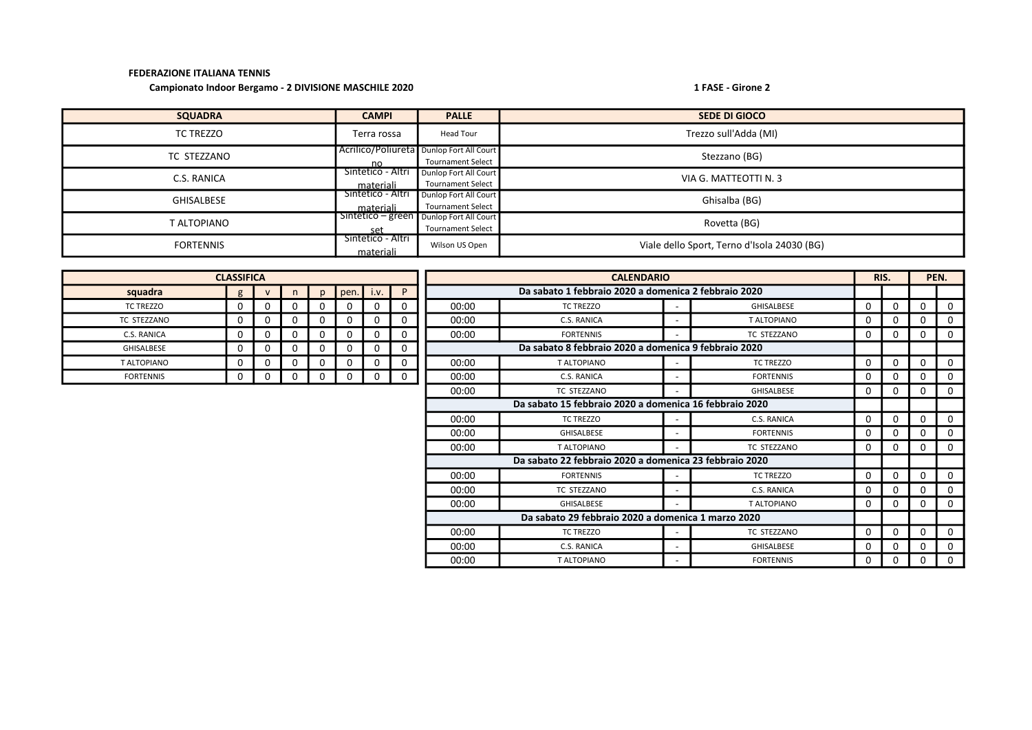**FEDERAZIONE ITALIANA TENNIS**

**Campionato Indoor Bergamo - 2 DIVISIONE MASCHILE 2020** **1 FASE - Girone 2**

| SQUADRA | CAMPI | PALLE | SEDE DI GIOCO |
|---|---|---|---|
| TC TREZZO | Terra rossa | Head Tour | Trezzo sull'Adda (MI) |
| TC STEZZANO | Acrilico/Poliuretano | Dunlop Fort All Court Tournament Select | Stezzano (BG) |
| C.S. RANICA | Sintetico - Altri materiali | Dunlop Fort All Court Tournament Select | VIA G. MATTEOTTI N. 3 |
| GHISALBESE | Sintetico - Altri materiali | Dunlop Fort All Court Tournament Select | Ghisalba (BG) |
| T ALTOPIANO | Sintetico – green set | Dunlop Fort All Court Tournament Select | Rovetta (BG) |
| FORTENNIS | Sintetico - Altri materiali | Wilson US Open | Viale dello Sport, Terno d'Isola 24030 (BG) |

**CLASSIFICA**

| squadra | g | v | n | p | pen. | i.v. | P |
|---|---|---|---|---|---|---|---|
| TC TREZZO | 0 | 0 | 0 | 0 | 0 | 0 | 0 |
| TC STEZZANO | 0 | 0 | 0 | 0 | 0 | 0 | 0 |
| C.S. RANICA | 0 | 0 | 0 | 0 | 0 | 0 | 0 |
| GHISALBESE | 0 | 0 | 0 | 0 | 0 | 0 | 0 |
| T ALTOPIANO | 0 | 0 | 0 | 0 | 0 | 0 | 0 |
| FORTENNIS | 0 | 0 | 0 | 0 | 0 | 0 | 0 |

**CALENDARIO**

| | | | | RIS. | | PEN. | |
|---|---|---|---|---|---|---|---|
| Da sabato 1 febbraio 2020 a domenica 2 febbraio 2020 | | | | | | | |
| 00:00 | TC TREZZO | - | GHISALBESE | 0 | 0 | 0 | 0 |
| 00:00 | C.S. RANICA | - | T ALTOPIANO | 0 | 0 | 0 | 0 |
| 00:00 | FORTENNIS | - | TC STEZZANO | 0 | 0 | 0 | 0 |
| Da sabato 8 febbraio 2020 a domenica 9 febbraio 2020 | | | | | | | |
| 00:00 | T ALTOPIANO | - | TC TREZZO | 0 | 0 | 0 | 0 |
| 00:00 | C.S. RANICA | - | FORTENNIS | 0 | 0 | 0 | 0 |
| 00:00 | TC STEZZANO | - | GHISALBESE | 0 | 0 | 0 | 0 |
| Da sabato 15 febbraio 2020 a domenica 16 febbraio 2020 | | | | | | | |
| 00:00 | TC TREZZO | - | C.S. RANICA | 0 | 0 | 0 | 0 |
| 00:00 | GHISALBESE | - | FORTENNIS | 0 | 0 | 0 | 0 |
| 00:00 | T ALTOPIANO | - | TC STEZZANO | 0 | 0 | 0 | 0 |
| Da sabato 22 febbraio 2020 a domenica 23 febbraio 2020 | | | | | | | |
| 00:00 | FORTENNIS | - | TC TREZZO | 0 | 0 | 0 | 0 |
| 00:00 | TC STEZZANO | - | C.S. RANICA | 0 | 0 | 0 | 0 |
| 00:00 | GHISALBESE | - | T ALTOPIANO | 0 | 0 | 0 | 0 |
| Da sabato 29 febbraio 2020 a domenica 1 marzo 2020 | | | | | | | |
| 00:00 | TC TREZZO | - | TC STEZZANO | 0 | 0 | 0 | 0 |
| 00:00 | C.S. RANICA | - | GHISALBESE | 0 | 0 | 0 | 0 |
| 00:00 | T ALTOPIANO | - | FORTENNIS | 0 | 0 | 0 | 0 |